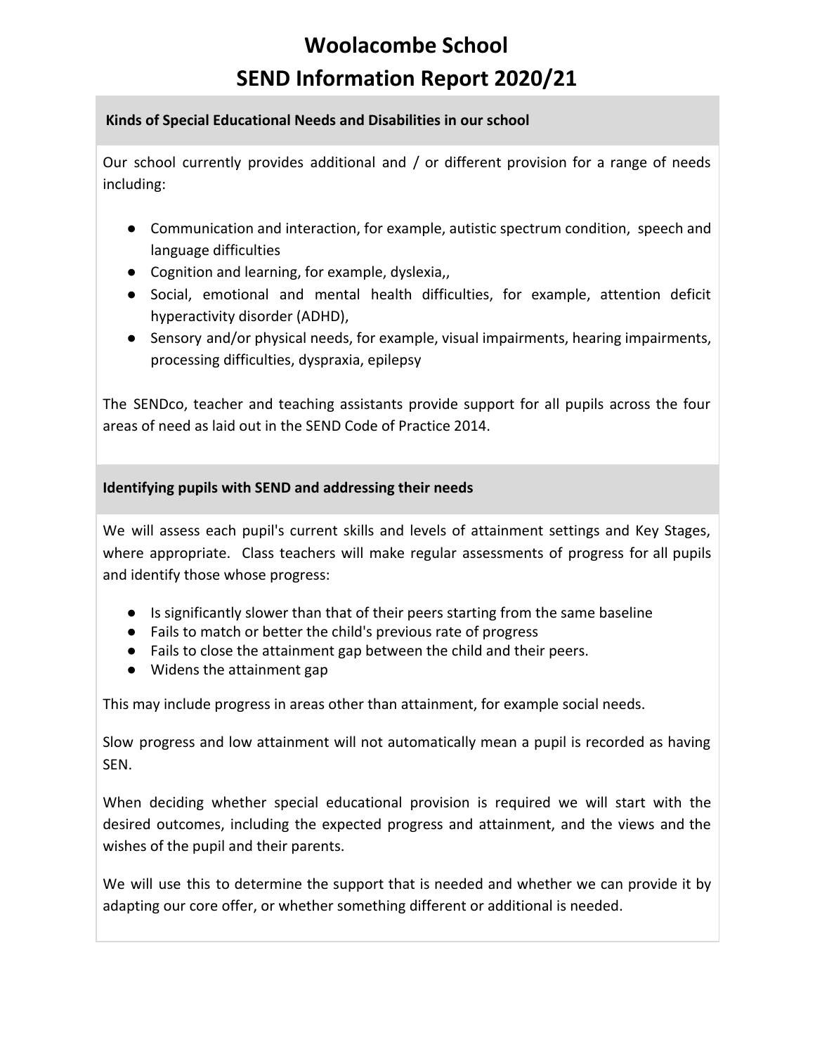# Woolacombe School
# SEND Information Report 2020/21

## Kinds of Special Educational Needs and Disabilities in our school

Our school currently provides additional and / or different provision for a range of needs including:

- Communication and interaction, for example, autistic spectrum condition, speech and language difficulties
- Cognition and learning, for example, dyslexia,,
- Social, emotional and mental health difficulties, for example, attention deficit hyperactivity disorder (ADHD),
- Sensory and/or physical needs, for example, visual impairments, hearing impairments, processing difficulties, dyspraxia, epilepsy

The SENDco, teacher and teaching assistants provide support for all pupils across the four areas of need as laid out in the SEND Code of Practice 2014.

## Identifying pupils with SEND and addressing their needs

We will assess each pupil's current skills and levels of attainment settings and Key Stages, where appropriate. Class teachers will make regular assessments of progress for all pupils and identify those whose progress:

- Is significantly slower than that of their peers starting from the same baseline
- Fails to match or better the child's previous rate of progress
- Fails to close the attainment gap between the child and their peers.
- Widens the attainment gap

This may include progress in areas other than attainment, for example social needs.

Slow progress and low attainment will not automatically mean a pupil is recorded as having SEN.

When deciding whether special educational provision is required we will start with the desired outcomes, including the expected progress and attainment, and the views and the wishes of the pupil and their parents.

We will use this to determine the support that is needed and whether we can provide it by adapting our core offer, or whether something different or additional is needed.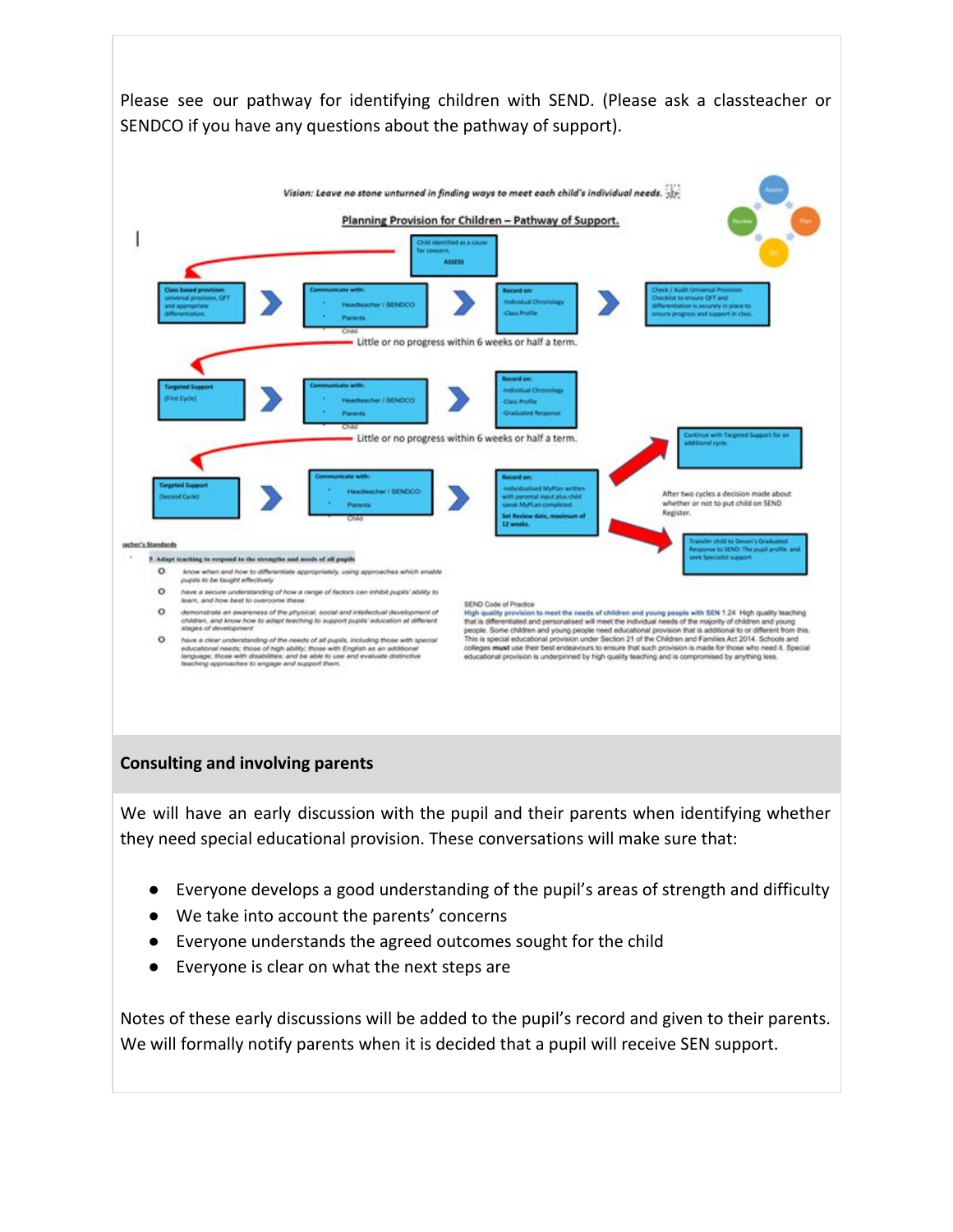Please see our pathway for identifying children with SEND. (Please ask a classteacher or SENDCO if you have any questions about the pathway of support).

*Vision: Leave no stone unturned in finding ways to meet each child's individual needs.*

**Planning Provision for Children – Pathway of Support.**

Child identified as a cause for concern. ASSESS

Class based provision: universal provision, QFT and appropriate differentiation. → Communicate with: Headteacher / SENDCO, Parents, Child → Record on: Individual Chronology, Class Profile → Check / Audit Universal Provision Checklist to ensure QFT and differentiation is securely in place to ensure progress and support in class.

Little or no progress within 6 weeks or half a term.

Targeted Support (First Cycle) → Communicate with: Headteacher / SENDCO, Parents, Child → Record on: Individual Chronology, Class Profile, Graduated Response

Little or no progress within 6 weeks or half a term.

Targeted Support (Second Cycle) → Communicate with: Headteacher / SENDCO, Parents, Child → Record on: Individualised MyPlan written with parental input plus child speak MyPlan completed. Set Review date, maximum of 12 weeks.

After two cycles a decision made about whether or not to put child on SEND Register.

Continue with Targeted Support for an additional cycle.

Transfer child to Devon's Graduated Response to SEND: The pupil profile and seek Specialist support

Teacher's Standards

5 Adapt teaching to respond to the strengths and needs of all pupils

- know when and how to differentiate appropriately, using approaches which enable pupils to be taught effectively
- have a secure understanding of how a range of factors can inhibit pupils' ability to learn, and how best to overcome these
- demonstrate an awareness of the physical, social and intellectual development of children, and know how to adapt teaching to support pupils' education at different stages of development
- have a clear understanding of the needs of all pupils, including those with special educational needs; those of high ability; those with English as an additional language; those with disabilities; and be able to use and evaluate distinctive teaching approaches to engage and support them.

SEND Code of Practice

High quality provision to meet the needs of children and young people with SEN 1.24 High quality teaching that is differentiated and personalised will meet the individual needs of the majority of children and young people. Some children and young people need educational provision that is additional to or different from this. This is special educational provision under Section 21 of the Children and Families Act 2014. Schools and colleges **must** use their best endeavours to ensure that such provision is made for those who need it. Special educational provision is underpinned by high quality teaching and is compromised by anything less.

## Consulting and involving parents

We will have an early discussion with the pupil and their parents when identifying whether they need special educational provision. These conversations will make sure that:

- Everyone develops a good understanding of the pupil's areas of strength and difficulty
- We take into account the parents' concerns
- Everyone understands the agreed outcomes sought for the child
- Everyone is clear on what the next steps are

Notes of these early discussions will be added to the pupil's record and given to their parents. We will formally notify parents when it is decided that a pupil will receive SEN support.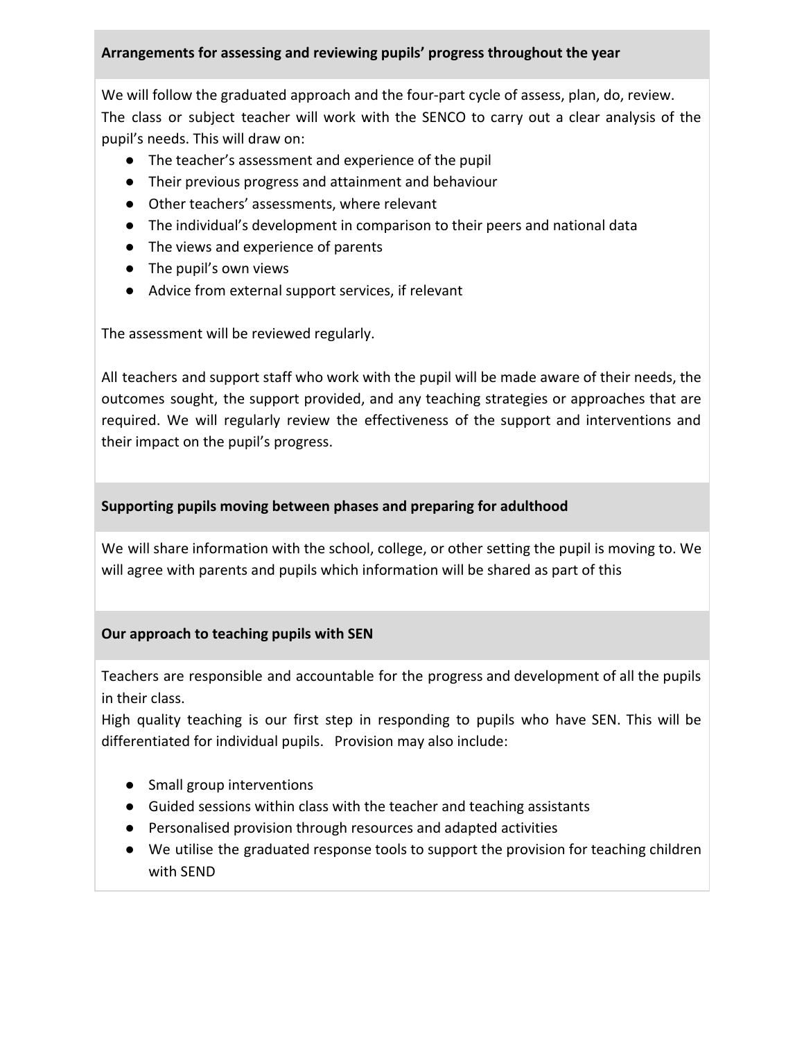### Arrangements for assessing and reviewing pupils' progress throughout the year

We will follow the graduated approach and the four-part cycle of assess, plan, do, review.
The class or subject teacher will work with the SENCO to carry out a clear analysis of the pupil's needs. This will draw on:

- The teacher's assessment and experience of the pupil
- Their previous progress and attainment and behaviour
- Other teachers' assessments, where relevant
- The individual's development in comparison to their peers and national data
- The views and experience of parents
- The pupil's own views
- Advice from external support services, if relevant

The assessment will be reviewed regularly.

All teachers and support staff who work with the pupil will be made aware of their needs, the outcomes sought, the support provided, and any teaching strategies or approaches that are required. We will regularly review the effectiveness of the support and interventions and their impact on the pupil's progress.

### Supporting pupils moving between phases and preparing for adulthood

We will share information with the school, college, or other setting the pupil is moving to. We will agree with parents and pupils which information will be shared as part of this

### Our approach to teaching pupils with SEN

Teachers are responsible and accountable for the progress and development of all the pupils in their class.
High quality teaching is our first step in responding to pupils who have SEN. This will be differentiated for individual pupils. Provision may also include:

- Small group interventions
- Guided sessions within class with the teacher and teaching assistants
- Personalised provision through resources and adapted activities
- We utilise the graduated response tools to support the provision for teaching children with SEND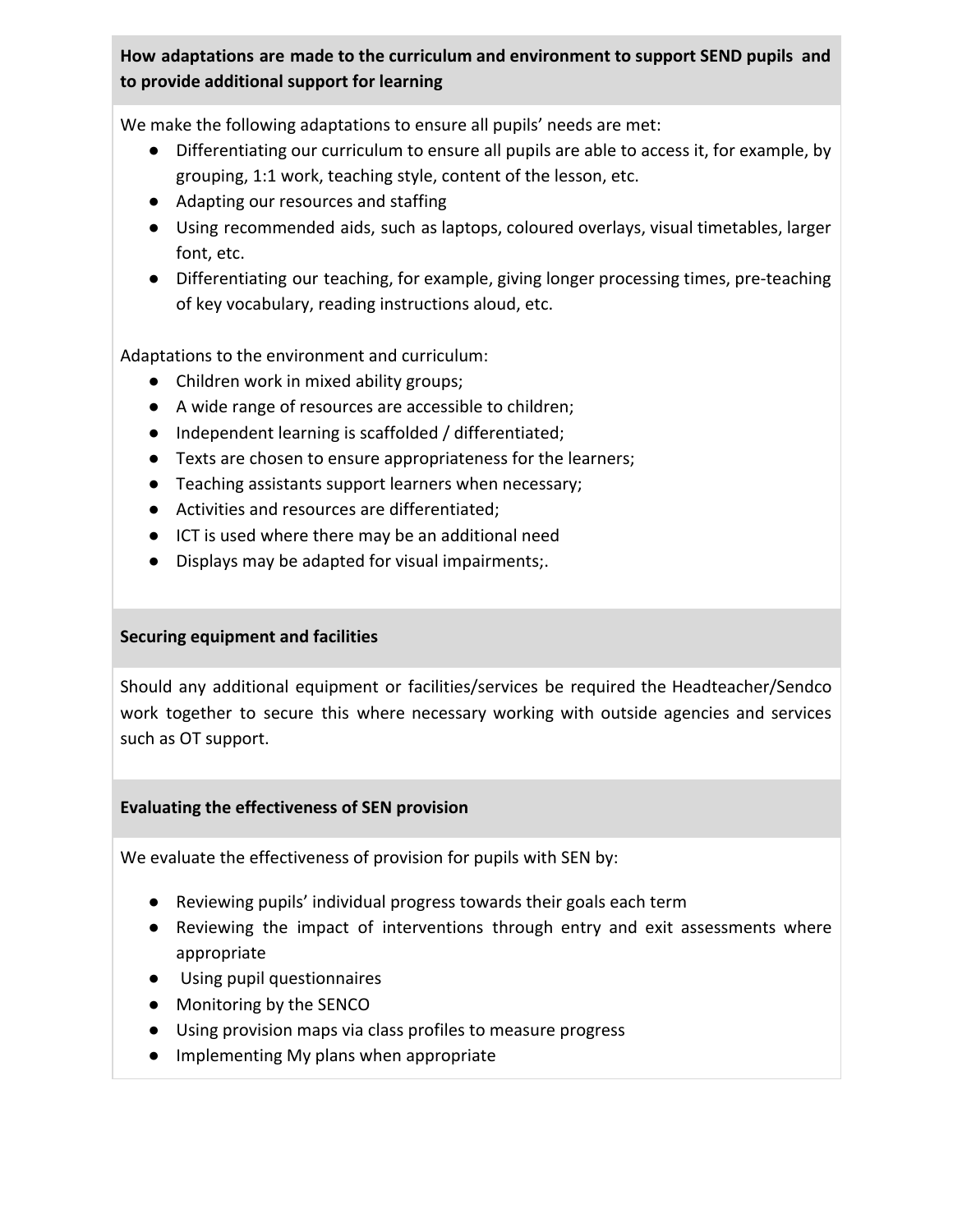### How adaptations are made to the curriculum and environment to support SEND pupils and to provide additional support for learning

We make the following adaptations to ensure all pupils' needs are met:

- Differentiating our curriculum to ensure all pupils are able to access it, for example, by grouping, 1:1 work, teaching style, content of the lesson, etc.
- Adapting our resources and staffing
- Using recommended aids, such as laptops, coloured overlays, visual timetables, larger font, etc.
- Differentiating our teaching, for example, giving longer processing times, pre-teaching of key vocabulary, reading instructions aloud, etc.

Adaptations to the environment and curriculum:

- Children work in mixed ability groups;
- A wide range of resources are accessible to children;
- Independent learning is scaffolded / differentiated;
- Texts are chosen to ensure appropriateness for the learners;
- Teaching assistants support learners when necessary;
- Activities and resources are differentiated;
- ICT is used where there may be an additional need
- Displays may be adapted for visual impairments;.

### Securing equipment and facilities

Should any additional equipment or facilities/services be required the Headteacher/Sendco work together to secure this where necessary working with outside agencies and services such as OT support.

### Evaluating the effectiveness of SEN provision

We evaluate the effectiveness of provision for pupils with SEN by:

- Reviewing pupils' individual progress towards their goals each term
- Reviewing the impact of interventions through entry and exit assessments where appropriate
- Using pupil questionnaires
- Monitoring by the SENCO
- Using provision maps via class profiles to measure progress
- Implementing My plans when appropriate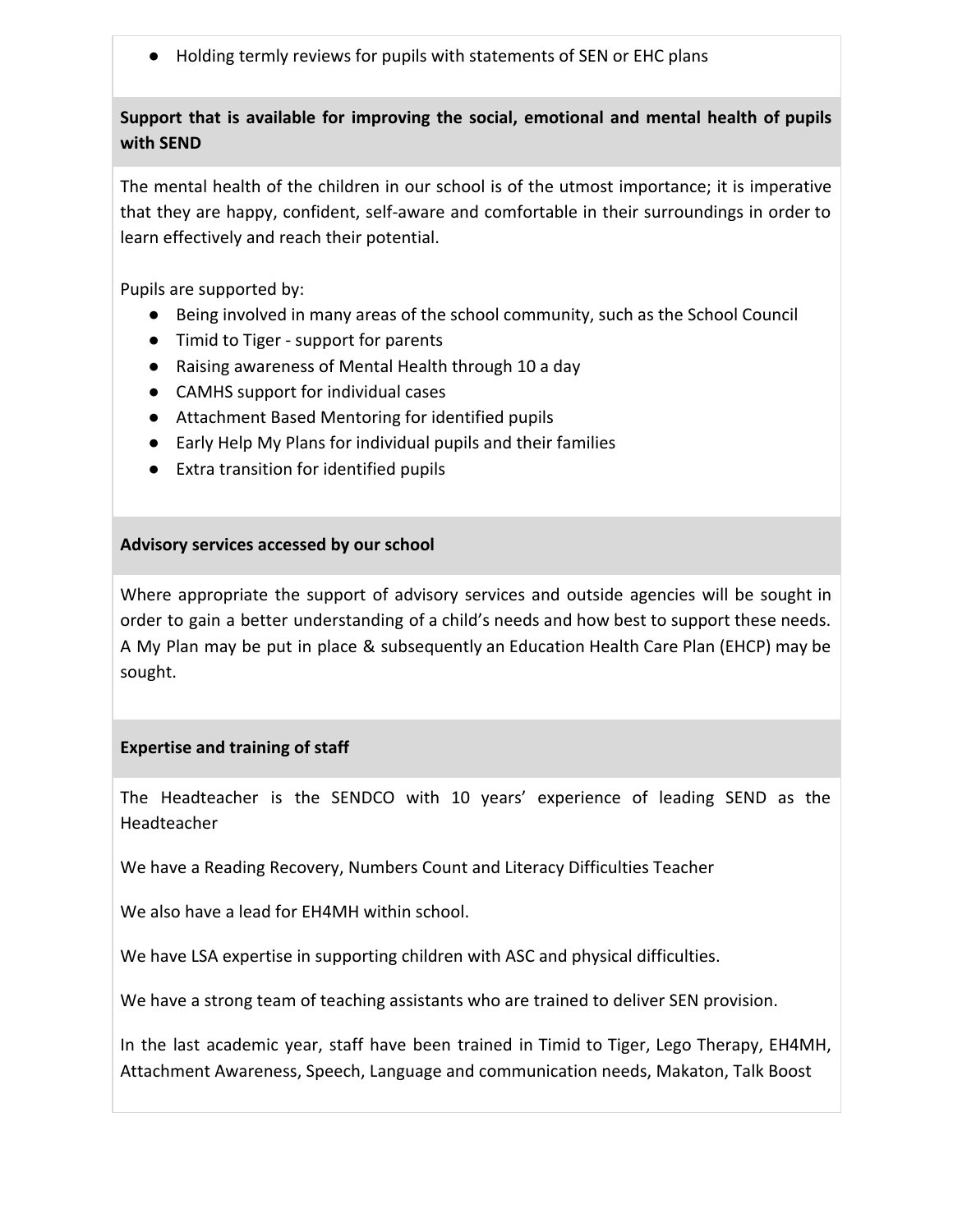- Holding termly reviews for pupils with statements of SEN or EHC plans

**Support that is available for improving the social, emotional and mental health of pupils with SEND**

The mental health of the children in our school is of the utmost importance; it is imperative that they are happy, confident, self-aware and comfortable in their surroundings in order to learn effectively and reach their potential.

Pupils are supported by:

- Being involved in many areas of the school community, such as the School Council
- Timid to Tiger - support for parents
- Raising awareness of Mental Health through 10 a day
- CAMHS support for individual cases
- Attachment Based Mentoring for identified pupils
- Early Help My Plans for individual pupils and their families
- Extra transition for identified pupils

**Advisory services accessed by our school**

Where appropriate the support of advisory services and outside agencies will be sought in order to gain a better understanding of a child's needs and how best to support these needs. A My Plan may be put in place & subsequently an Education Health Care Plan (EHCP) may be sought.

**Expertise and training of staff**

The Headteacher is the SENDCO with 10 years' experience of leading SEND as the Headteacher

We have a Reading Recovery, Numbers Count and Literacy Difficulties Teacher

We also have a lead for EH4MH within school.

We have LSA expertise in supporting children with ASC and physical difficulties.

We have a strong team of teaching assistants who are trained to deliver SEN provision.

In the last academic year, staff have been trained in Timid to Tiger, Lego Therapy, EH4MH, Attachment Awareness, Speech, Language and communication needs, Makaton, Talk Boost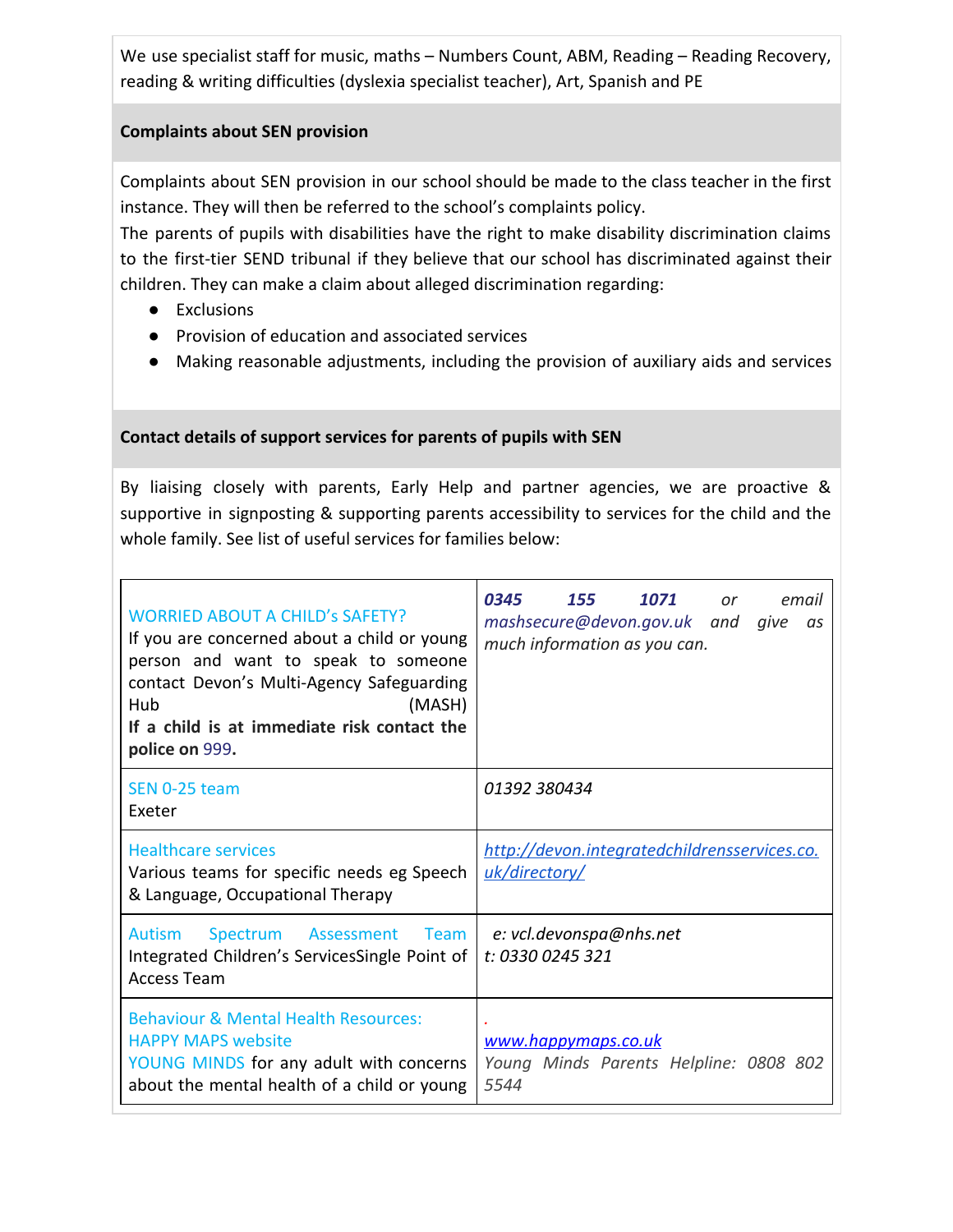We use specialist staff for music, maths – Numbers Count, ABM, Reading – Reading Recovery, reading & writing difficulties (dyslexia specialist teacher), Art, Spanish and PE

**Complaints about SEN provision**

Complaints about SEN provision in our school should be made to the class teacher in the first instance. They will then be referred to the school's complaints policy.
The parents of pupils with disabilities have the right to make disability discrimination claims to the first-tier SEND tribunal if they believe that our school has discriminated against their children. They can make a claim about alleged discrimination regarding:

- Exclusions
- Provision of education and associated services
- Making reasonable adjustments, including the provision of auxiliary aids and services

**Contact details of support services for parents of pupils with SEN**

By liaising closely with parents, Early Help and partner agencies, we are proactive & supportive in signposting & supporting parents accessibility to services for the child and the whole family. See list of useful services for families below:

| | |
|---|---|
| WORRIED ABOUT A CHILD's SAFETY?<br>If you are concerned about a child or young person and want to speak to someone contact Devon's Multi-Agency Safeguarding Hub (MASH)<br>**If a child is at immediate risk contact the police on 999.** | ***0345 155 1071*** *or email mashsecure@devon.gov.uk and give as much information as you can.* |
| SEN 0-25 team<br>Exeter | *01392 380434* |
| Healthcare services<br>Various teams for specific needs eg Speech & Language, Occupational Therapy | *http://devon.integratedchildrensservices.co.uk/directory/* |
| Autism Spectrum Assessment Team<br>Integrated Children's ServicesSingle Point of Access Team | *e: vcl.devonspa@nhs.net*<br>*t: 0330 0245 321* |
| Behaviour & Mental Health Resources:<br>HAPPY MAPS website<br>YOUNG MINDS for any adult with concerns about the mental health of a child or young | *www.happymaps.co.uk*<br>*Young Minds Parents Helpline: 0808 802 5544* |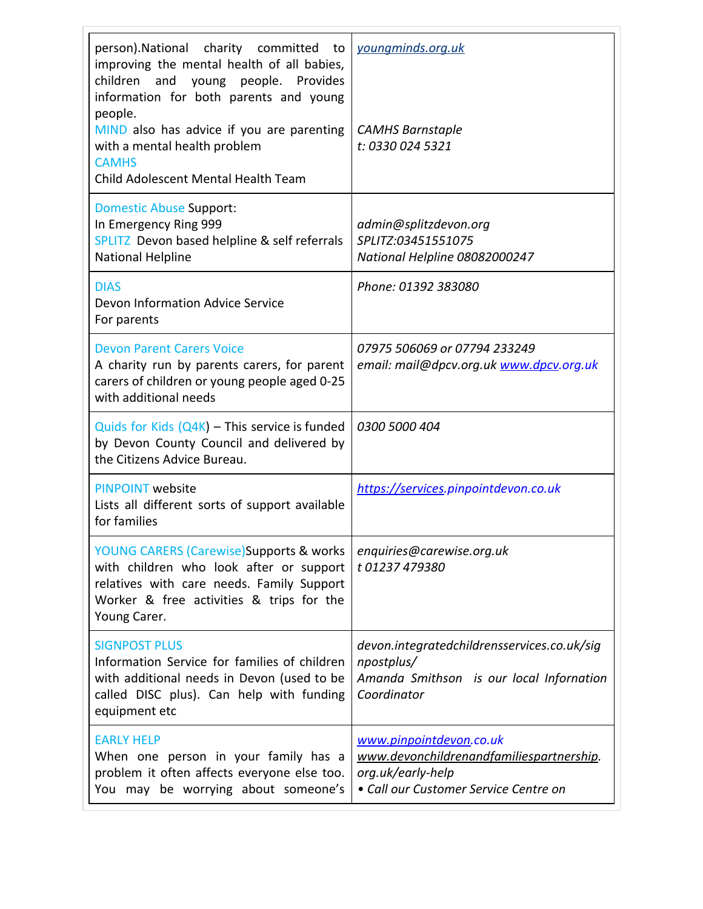| | |
|---|---|
| person).National charity committed to improving the mental health of all babies, children and young people. Provides information for both parents and young people.<br>MIND also has advice if you are parenting with a mental health problem<br>CAMHS<br>Child Adolescent Mental Health Team | *youngminds.org.uk*<br><br>*CAMHS Barnstaple*<br>*t: 0330 024 5321* |
| Domestic Abuse Support:<br>In Emergency Ring 999<br>SPLITZ Devon based helpline & self referrals<br>National Helpline | *admin@splitzdevon.org*<br>*SPLITZ:03451551075*<br>*National Helpline 08082000247* |
| DIAS<br>Devon Information Advice Service<br>For parents | *Phone: 01392 383080* |
| Devon Parent Carers Voice<br>A charity run by parents carers, for parent carers of children or young people aged 0-25 with additional needs | *07975 506069 or 07794 233249*<br>*email: mail@dpcv.org.uk www.dpcv.org.uk* |
| Quids for Kids (Q4K) – This service is funded by Devon County Council and delivered by the Citizens Advice Bureau. | *0300 5000 404* |
| PINPOINT website<br>Lists all different sorts of support available for families | *https://services.pinpointdevon.co.uk* |
| YOUNG CARERS (Carewise)Supports & works with children who look after or support relatives with care needs. Family Support Worker & free activities & trips for the Young Carer. | *enquiries@carewise.org.uk*<br>*t 01237 479380* |
| SIGNPOST PLUS<br>Information Service for families of children with additional needs in Devon (used to be called DISC plus). Can help with funding equipment etc | *devon.integratedchildrensservices.co.uk/signpostplus/*<br>*Amanda Smithson is our local Infornation Coordinator* |
| EARLY HELP<br>When one person in your family has a problem it often affects everyone else too. You may be worrying about someone's | *www.pinpointdevon.co.uk*<br>*www.devonchildrenandfamiliespartnership.org.uk/early-help*<br>*• Call our Customer Service Centre on* |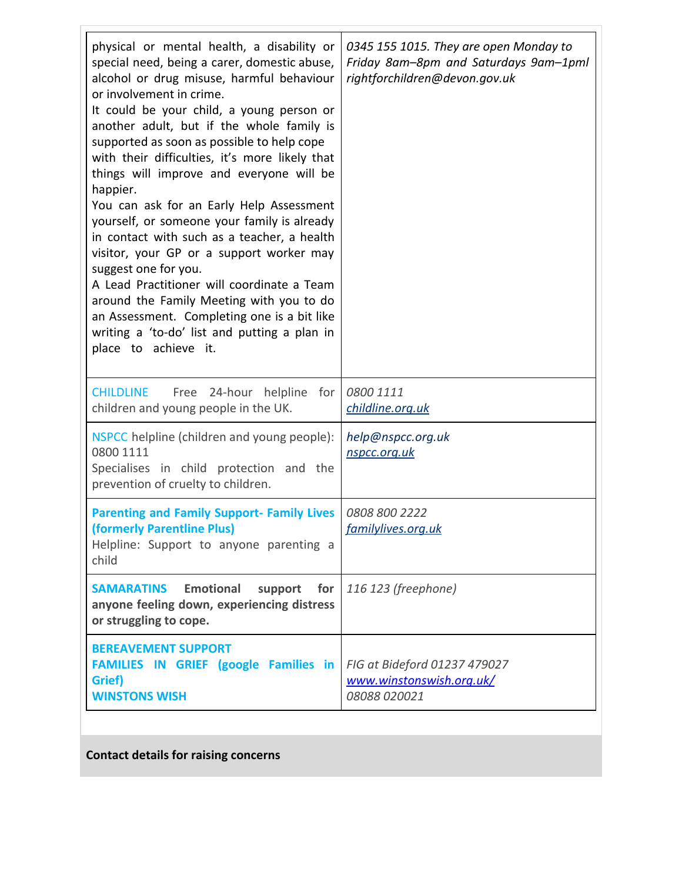| | |
|---|---|
| physical or mental health, a disability or special need, being a carer, domestic abuse, alcohol or drug misuse, harmful behaviour or involvement in crime.<br>It could be your child, a young person or another adult, but if the whole family is supported as soon as possible to help cope with their difficulties, it's more likely that things will improve and everyone will be happier.<br>You can ask for an Early Help Assessment yourself, or someone your family is already in contact with such as a teacher, a health visitor, your GP or a support worker may suggest one for you.<br>A Lead Practitioner will coordinate a Team around the Family Meeting with you to do an Assessment. Completing one is a bit like writing a 'to-do' list and putting a plan in place to achieve it. | *0345 155 1015. They are open Monday to Friday 8am–8pm and Saturdays 9am–1pml rightforchildren@devon.gov.uk* |
| CHILDLINE Free 24-hour helpline for children and young people in the UK. | *0800 1111*<br>*childline.org.uk* |
| NSPCC helpline (children and young people): 0800 1111<br>Specialises in child protection and the prevention of cruelty to children. | *help@nspcc.org.uk*<br>*nspcc.org.uk* |
| **Parenting and Family Support- Family Lives (formerly Parentline Plus)**<br>Helpline: Support to anyone parenting a child | *0808 800 2222*<br>*familylives.org.uk* |
| **SAMARATINS Emotional support for anyone feeling down, experiencing distress or struggling to cope.** | *116 123 (freephone)* |
| **BEREAVEMENT SUPPORT**<br>**FAMILIES IN GRIEF (google Families in Grief)**<br>**WINSTONS WISH** | *FIG at Bideford 01237 479027*<br>*www.winstonswish.org.uk/*<br>*08088 020021* |

**Contact details for raising concerns**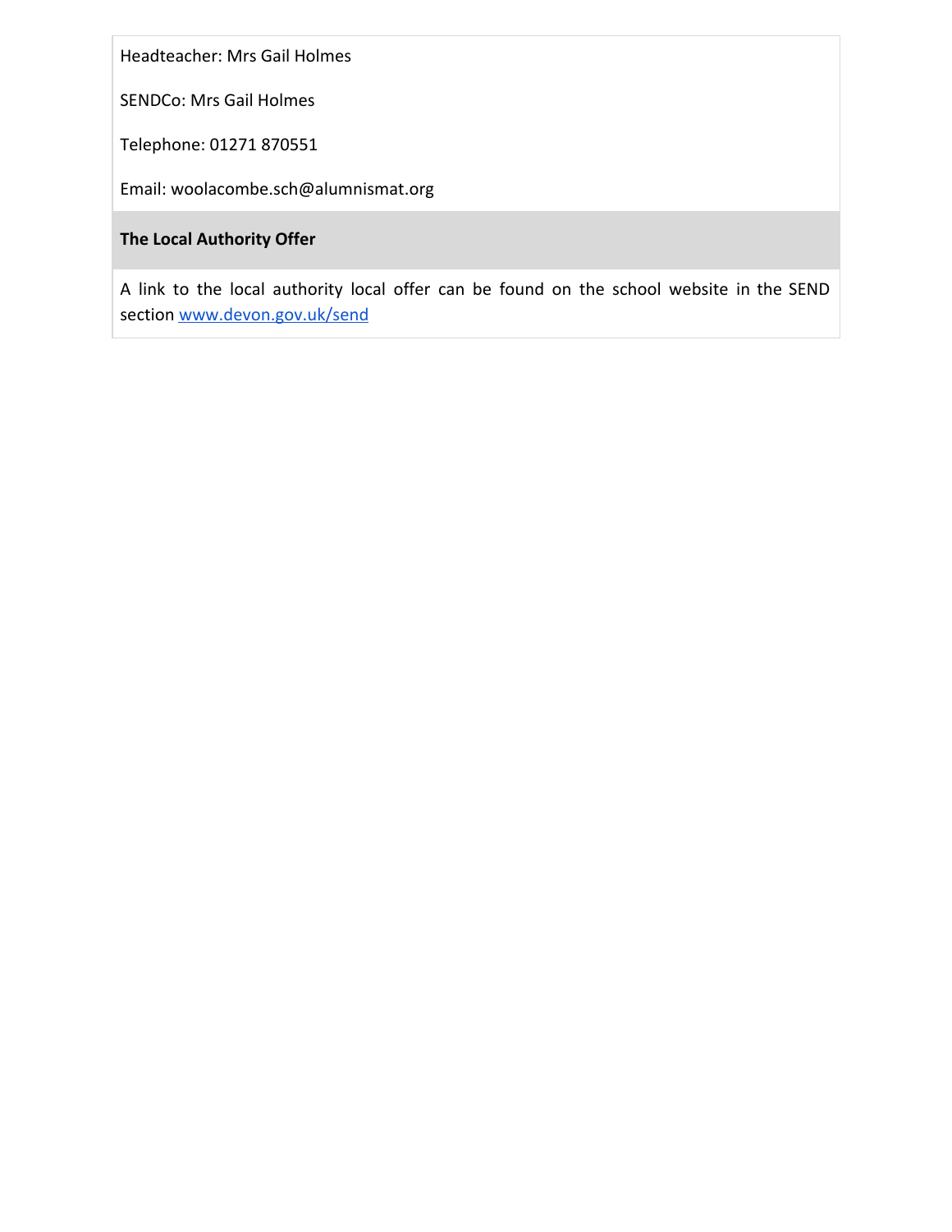Headteacher: Mrs Gail Holmes

SENDCo: Mrs Gail Holmes

Telephone: 01271 870551

Email: woolacombe.sch@alumnismat.org

**The Local Authority Offer**

A link to the local authority local offer can be found on the school website in the SEND section [www.devon.gov.uk/send](http://www.devon.gov.uk/send)